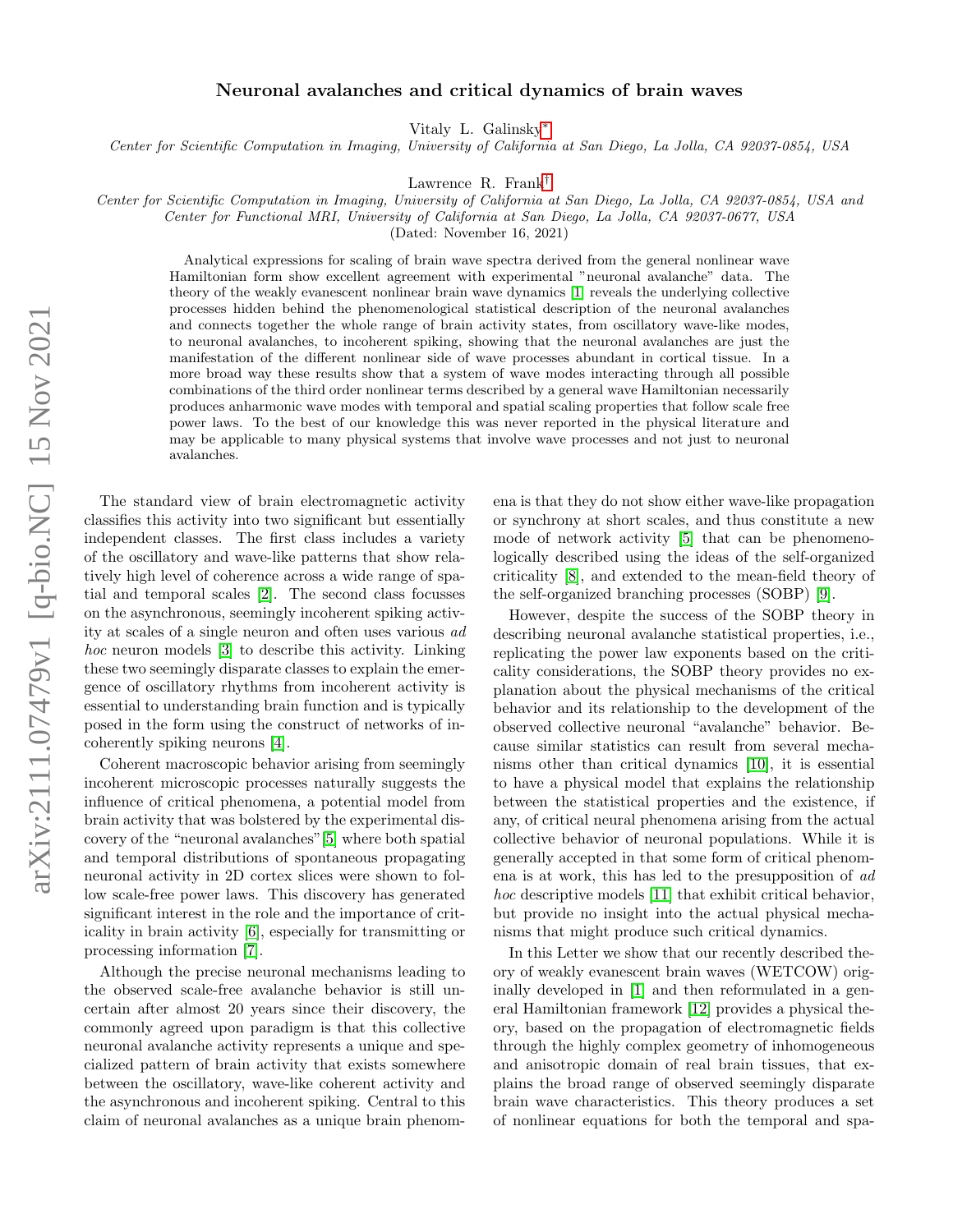# Neuronal avalanches and critical dynamics of brain waves

Vitaly L. Galinsky[*]

*Center for Scientific Computation in Imaging, University of California at San Diego, La Jolla, CA 92037-0854, USA*

Lawrence R. Frank[†]

*Center for Scientific Computation in Imaging, University of California at San Diego, La Jolla, CA 92037-0854, USA and Center for Functional MRI, University of California at San Diego, La Jolla, CA 92037-0677, USA*

(Dated: November 16, 2021)

Analytical expressions for scaling of brain wave spectra derived from the general nonlinear wave Hamiltonian form show excellent agreement with experimental "neuronal avalanche" data. The theory of the weakly evanescent nonlinear brain wave dynamics [1] reveals the underlying collective processes hidden behind the phenomenological statistical description of the neuronal avalanches and connects together the whole range of brain activity states, from oscillatory wave-like modes, to neuronal avalanches, to incoherent spiking, showing that the neuronal avalanches are just the manifestation of the different nonlinear side of wave processes abundant in cortical tissue. In a more broad way these results show that a system of wave modes interacting through all possible combinations of the third order nonlinear terms described by a general wave Hamiltonian necessarily produces anharmonic wave modes with temporal and spatial scaling properties that follow scale free power laws. To the best of our knowledge this was never reported in the physical literature and may be applicable to many physical systems that involve wave processes and not just to neuronal avalanches.

The standard view of brain electromagnetic activity classifies this activity into two significant but essentially independent classes. The first class includes a variety of the oscillatory and wave-like patterns that show relatively high level of coherence across a wide range of spatial and temporal scales [2]. The second class focusses on the asynchronous, seemingly incoherent spiking activity at scales of a single neuron and often uses various *ad hoc* neuron models [3] to describe this activity. Linking these two seemingly disparate classes to explain the emergence of oscillatory rhythms from incoherent activity is essential to understanding brain function and is typically posed in the form using the construct of networks of incoherently spiking neurons [4].

Coherent macroscopic behavior arising from seemingly incoherent microscopic processes naturally suggests the influence of critical phenomena, a potential model from brain activity that was bolstered by the experimental discovery of the "neuronal avalanches" [5] where both spatial and temporal distributions of spontaneous propagating neuronal activity in 2D cortex slices were shown to follow scale-free power laws. This discovery has generated significant interest in the role and the importance of criticality in brain activity [6], especially for transmitting or processing information [7].

Although the precise neuronal mechanisms leading to the observed scale-free avalanche behavior is still uncertain after almost 20 years since their discovery, the commonly agreed upon paradigm is that this collective neuronal avalanche activity represents a unique and specialized pattern of brain activity that exists somewhere between the oscillatory, wave-like coherent activity and the asynchronous and incoherent spiking. Central to this claim of neuronal avalanches as a unique brain phenomena is that they do not show either wave-like propagation or synchrony at short scales, and thus constitute a new mode of network activity [5] that can be phenomenologically described using the ideas of the self-organized criticality [8], and extended to the mean-field theory of the self-organized branching processes (SOBP) [9].

However, despite the success of the SOBP theory in describing neuronal avalanche statistical properties, i.e., replicating the power law exponents based on the criticality considerations, the SOBP theory provides no explanation about the physical mechanisms of the critical behavior and its relationship to the development of the observed collective neuronal "avalanche" behavior. Because similar statistics can result from several mechanisms other than critical dynamics [10], it is essential to have a physical model that explains the relationship between the statistical properties and the existence, if any, of critical neural phenomena arising from the actual collective behavior of neuronal populations. While it is generally accepted in that some form of critical phenomena is at work, this has led to the presupposition of *ad hoc* descriptive models [11] that exhibit critical behavior, but provide no insight into the actual physical mechanisms that might produce such critical dynamics.

In this Letter we show that our recently described theory of weakly evanescent brain waves (WETCOW) originally developed in [1] and then reformulated in a general Hamiltonian framework [12] provides a physical theory, based on the propagation of electromagnetic fields through the highly complex geometry of inhomogeneous and anisotropic domain of real brain tissues, that explains the broad range of observed seemingly disparate brain wave characteristics. This theory produces a set of nonlinear equations for both the temporal and spa-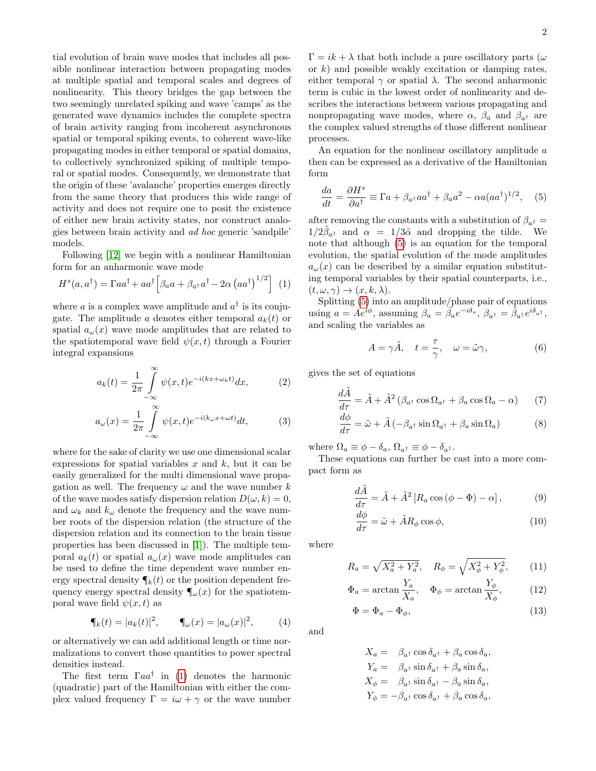tial evolution of brain wave modes that includes all possible nonlinear interaction between propagating modes at multiple spatial and temporal scales and degrees of nonlinearity. This theory bridges the gap between the two seemingly unrelated spiking and wave 'camps' as the generated wave dynamics includes the complete spectra of brain activity ranging from incoherent asynchronous spatial or temporal spiking events, to coherent wave-like propagating modes in either temporal or spatial domains, to collectively synchronized spiking of multiple temporal or spatial modes. Consequently, we demonstrate that the origin of these 'avalanche' properties emerges directly from the same theory that produces this wide range of activity and does not require one to posit the existence of either new brain activity states, nor construct analogies between brain activity and *ad hoc* generic 'sandpile' models.

Following [12] we begin with a nonlinear Hamiltonian form for an anharmonic wave mode

$$H^s(a,a^\dagger) = \Gamma a a^\dagger + a a^\dagger \left[\beta_a a + \beta_{a^\dagger} a^\dagger - 2\alpha \left(a a^\dagger\right)^{1/2}\right] \quad (1)$$

where $a$ is a complex wave amplitude and $a^\dagger$ is its conjugate. The amplitude $a$ denotes either temporal $a_k(t)$ or spatial $a_\omega(x)$ wave mode amplitudes that are related to the spatiotemporal wave field $\psi(x,t)$ through a Fourier integral expansions

$$a_k(t) = \frac{1}{2\pi} \int_{-\infty}^{\infty} \psi(x,t) e^{-i(kx+\omega_k t)} dx, \quad (2)$$

$$a_\omega(x) = \frac{1}{2\pi} \int_{-\infty}^{\infty} \psi(x,t) e^{-i(k_\omega x+\omega t)} dt, \quad (3)$$

where for the sake of clarity we use one dimensional scalar expressions for spatial variables $x$ and $k$, but it can be easily generalized for the multi dimensional wave propagation as well. The frequency $\omega$ and the wave number $k$ of the wave modes satisfy dispersion relation $D(\omega,k)=0$, and $\omega_k$ and $k_\omega$ denote the frequency and the wave number roots of the dispersion relation (the structure of the dispersion relation and its connection to the brain tissue properties has been discussed in [1]). The multiple temporal $a_k(t)$ or spatial $a_\omega(x)$ wave mode amplitudes can be used to define the time dependent wave number energy spectral density $\P_k(t)$ or the position dependent frequency energy spectral density $\P_\omega(x)$ for the spatiotemporal wave field $\psi(x,t)$ as

$$\P_k(t) = |a_k(t)|^2, \qquad \P_\omega(x) = |a_\omega(x)|^2, \quad (4)$$

or alternatively we can add additional length or time normalizations to convert those quantities to power spectral densities instead.

The first term $\Gamma a a^\dagger$ in (1) denotes the harmonic (quadratic) part of the Hamiltonian with either the complex valued frequency $\Gamma = i\omega + \gamma$ or the wave number $\Gamma = ik + \lambda$ that both include a pure oscillatory parts ($\omega$ or $k$) and possible weakly excitation or damping rates, either temporal $\gamma$ or spatial $\lambda$. The second anharmonic term is cubic in the lowest order of nonlinearity and describes the interactions between various propagating and nonpropagating wave modes, where $\alpha$, $\beta_a$ and $\beta_{a^\dagger}$ are the complex valued strengths of those different nonlinear processes.

An equation for the nonlinear oscillatory amplitude $a$ then can be expressed as a derivative of the Hamiltonian form

$$\frac{da}{dt} = \frac{\partial H^s}{\partial a^\dagger} \equiv \Gamma a + \beta_{a^\dagger} a a^\dagger + \beta_a a^2 - \alpha a (a a^\dagger)^{1/2}, \quad (5)$$

after removing the constants with a substitution of $\beta_{a^\dagger} = 1/2\tilde{\beta}_{a^\dagger}$ and $\alpha = 1/3\tilde{\alpha}$ and dropping the tilde. We note that although (5) is an equation for the temporal evolution, the spatial evolution of the mode amplitudes $a_\omega(x)$ can be described by a similar equation substituting temporal variables by their spatial counterparts, i.e., $(t,\omega,\gamma) \to (x,k,\lambda)$.

Splitting (5) into an amplitude/phase pair of equations using $a = Ae^{i\phi}$, assuming $\beta_a = \tilde{\beta}_a e^{-i\delta_a}$, $\beta_{a^\dagger} = \tilde{\beta}_{a^\dagger} e^{i\delta_{a^\dagger}}$, and scaling the variables as

$$A = \gamma \tilde{A}, \quad t = \frac{\tau}{\gamma}, \quad \omega = \tilde{\omega}\gamma, \quad (6)$$

gives the set of equations

$$\frac{d\tilde{A}}{d\tau} = \tilde{A} + \tilde{A}^2 \left(\beta_{a^\dagger} \cos \Omega_{a^\dagger} + \beta_a \cos \Omega_a - \alpha\right) \quad (7)$$

$$\frac{d\phi}{d\tau} = \tilde{\omega} + \tilde{A}\left(-\beta_{a^\dagger} \sin \Omega_{a^\dagger} + \beta_a \sin \Omega_a\right) \quad (8)$$

where $\Omega_a \equiv \phi - \delta_a$, $\Omega_{a^\dagger} \equiv \phi - \delta_{a^\dagger}$.

These equations can further be cast into a more compact form as

$$\frac{d\tilde{A}}{d\tau} = \tilde{A} + \tilde{A}^2 \left[R_a \cos(\phi - \Phi) - \alpha\right], \quad (9)$$

$$\frac{d\phi}{d\tau} = \tilde{\omega} + \tilde{A} R_\phi \cos \phi, \quad (10)$$

where

$$R_a = \sqrt{X_a^2 + Y_a^2}, \quad R_\phi = \sqrt{X_\phi^2 + Y_\phi^2}, \quad (11)$$

$$\Phi_a = \arctan \frac{Y_a}{X_a}, \quad \Phi_\phi = \arctan \frac{Y_\phi}{X_\phi}, \quad (12)$$

$$\Phi = \Phi_a - \Phi_\phi, \quad (13)$$

and

$$\begin{aligned}
X_a &= \beta_{a^\dagger} \cos \delta_{a^\dagger} + \beta_a \cos \delta_a, \\
Y_a &= \beta_{a^\dagger} \sin \delta_{a^\dagger} + \beta_a \sin \delta_a, \\
X_\phi &= \beta_{a^\dagger} \sin \delta_{a^\dagger} - \beta_a \sin \delta_a, \\
Y_\phi &= -\beta_{a^\dagger} \cos \delta_{a^\dagger} + \beta_a \cos \delta_a,
\end{aligned}$$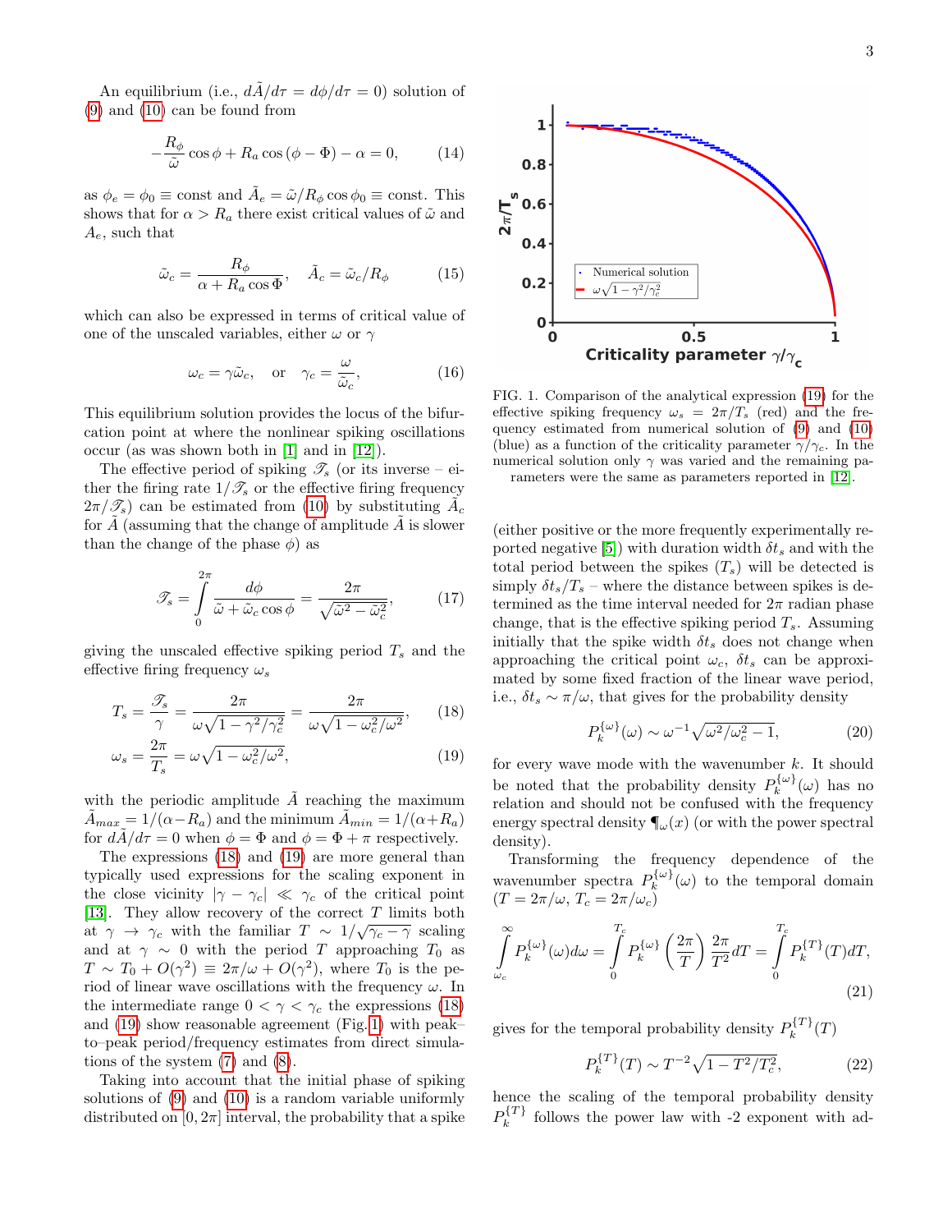An equilibrium (i.e., $d\tilde{A}/d\tau = d\phi/d\tau = 0$) solution of (9) and (10) can be found from

$$-\frac{R_\phi}{\tilde{\omega}}\cos\phi + R_a\cos(\phi - \Phi) - \alpha = 0, \tag{14}$$

as $\phi_e = \phi_0 \equiv$ const and $\tilde{A}_e = \tilde{\omega}/R_\phi \cos\phi_0 \equiv$ const. This shows that for $\alpha > R_a$ there exist critical values of $\tilde{\omega}$ and $A_e$, such that

$$\tilde{\omega}_c = \frac{R_\phi}{\alpha + R_a\cos\Phi}, \quad \tilde{A}_c = \tilde{\omega}_c/R_\phi \tag{15}$$

which can also be expressed in terms of critical value of one of the unscaled variables, either $\omega$ or $\gamma$

$$\omega_c = \gamma\tilde{\omega}_c, \quad \text{or} \quad \gamma_c = \frac{\omega}{\tilde{\omega}_c}, \tag{16}$$

This equilibrium solution provides the locus of the bifurcation point at where the nonlinear spiking oscillations occur (as was shown both in [1] and in [12]).

The effective period of spiking $\mathscr{T}_s$ (or its inverse – either the firing rate $1/\mathscr{T}_s$ or the effective firing frequency $2\pi/\mathscr{T}_s$) can be estimated from (10) by substituting $\tilde{A}_c$ for $\tilde{A}$ (assuming that the change of amplitude $\tilde{A}$ is slower than the change of the phase $\phi$) as

$$\mathscr{T}_s = \int_0^{2\pi} \frac{d\phi}{\tilde{\omega} + \tilde{\omega}_c\cos\phi} = \frac{2\pi}{\sqrt{\tilde{\omega}^2 - \tilde{\omega}_c^2}}, \tag{17}$$

giving the unscaled effective spiking period $T_s$ and the effective firing frequency $\omega_s$

$$T_s = \frac{\mathscr{T}_s}{\gamma} = \frac{2\pi}{\omega\sqrt{1-\gamma^2/\gamma_c^2}} = \frac{2\pi}{\omega\sqrt{1-\omega_c^2/\omega^2}}, \tag{18}$$

$$\omega_s = \frac{2\pi}{T_s} = \omega\sqrt{1-\omega_c^2/\omega^2}, \tag{19}$$

with the periodic amplitude $\tilde{A}$ reaching the maximum $\tilde{A}_{max} = 1/(\alpha - R_a)$ and the minimum $\tilde{A}_{min} = 1/(\alpha + R_a)$ for $d\tilde{A}/d\tau = 0$ when $\phi = \Phi$ and $\phi = \Phi + \pi$ respectively.

The expressions (18) and (19) are more general than typically used expressions for the scaling exponent in the close vicinity $|\gamma - \gamma_c| \ll \gamma_c$ of the critical point [13]. They allow recovery of the correct $T$ limits both at $\gamma \to \gamma_c$ with the familiar $T \sim 1/\sqrt{\gamma_c - \gamma}$ scaling and at $\gamma \sim 0$ with the period $T$ approaching $T_0$ as $T \sim T_0 + O(\gamma^2) \equiv 2\pi/\omega + O(\gamma^2)$, where $T_0$ is the period of linear wave oscillations with the frequency $\omega$. In the intermediate range $0 < \gamma < \gamma_c$ the expressions (18) and (19) show reasonable agreement (Fig. 1) with peak–to–peak period/frequency estimates from direct simulations of the system (7) and (8).

Taking into account that the initial phase of spiking solutions of (9) and (10) is a random variable uniformly distributed on $[0, 2\pi]$ interval, the probability that a spike

FIG. 1. Comparison of the analytical expression (19) for the effective spiking frequency $\omega_s = 2\pi/T_s$ (red) and the frequency estimated from numerical solution of (9) and (10) (blue) as a function of the criticality parameter $\gamma/\gamma_c$. In the numerical solution only $\gamma$ was varied and the remaining parameters were the same as parameters reported in [12].

(either positive or the more frequently experimentally reported negative [5]) with duration width $\delta t_s$ and with the total period between the spikes ($T_s$) will be detected is simply $\delta t_s/T_s$ – where the distance between spikes is determined as the time interval needed for $2\pi$ radian phase change, that is the effective spiking period $T_s$. Assuming initially that the spike width $\delta t_s$ does not change when approaching the critical point $\omega_c$, $\delta t_s$ can be approximated by some fixed fraction of the linear wave period, i.e., $\delta t_s \sim \pi/\omega$, that gives for the probability density

$$P_k^{\{\omega\}}(\omega) \sim \omega^{-1}\sqrt{\omega^2/\omega_c^2 - 1}, \tag{20}$$

for every wave mode with the wavenumber $k$. It should be noted that the probability density $P_k^{\{\omega\}}(\omega)$ has no relation and should not be confused with the frequency energy spectral density $\P_\omega(x)$ (or with the power spectral density).

Transforming the frequency dependence of the wavenumber spectra $P_k^{\{\omega\}}(\omega)$ to the temporal domain ($T = 2\pi/\omega$, $T_c = 2\pi/\omega_c$)

$$\int_{\omega_c}^{\infty} P_k^{\{\omega\}}(\omega)d\omega = \int_0^{T_c} P_k^{\{\omega\}}\left(\frac{2\pi}{T}\right)\frac{2\pi}{T^2}dT = \int_0^{T_c} P_k^{\{T\}}(T)dT, \tag{21}$$

gives for the temporal probability density $P_k^{\{T\}}(T)$

$$P_k^{\{T\}}(T) \sim T^{-2}\sqrt{1 - T^2/T_c^2}, \tag{22}$$

hence the scaling of the temporal probability density $P_k^{\{T\}}$ follows the power law with -2 exponent with ad-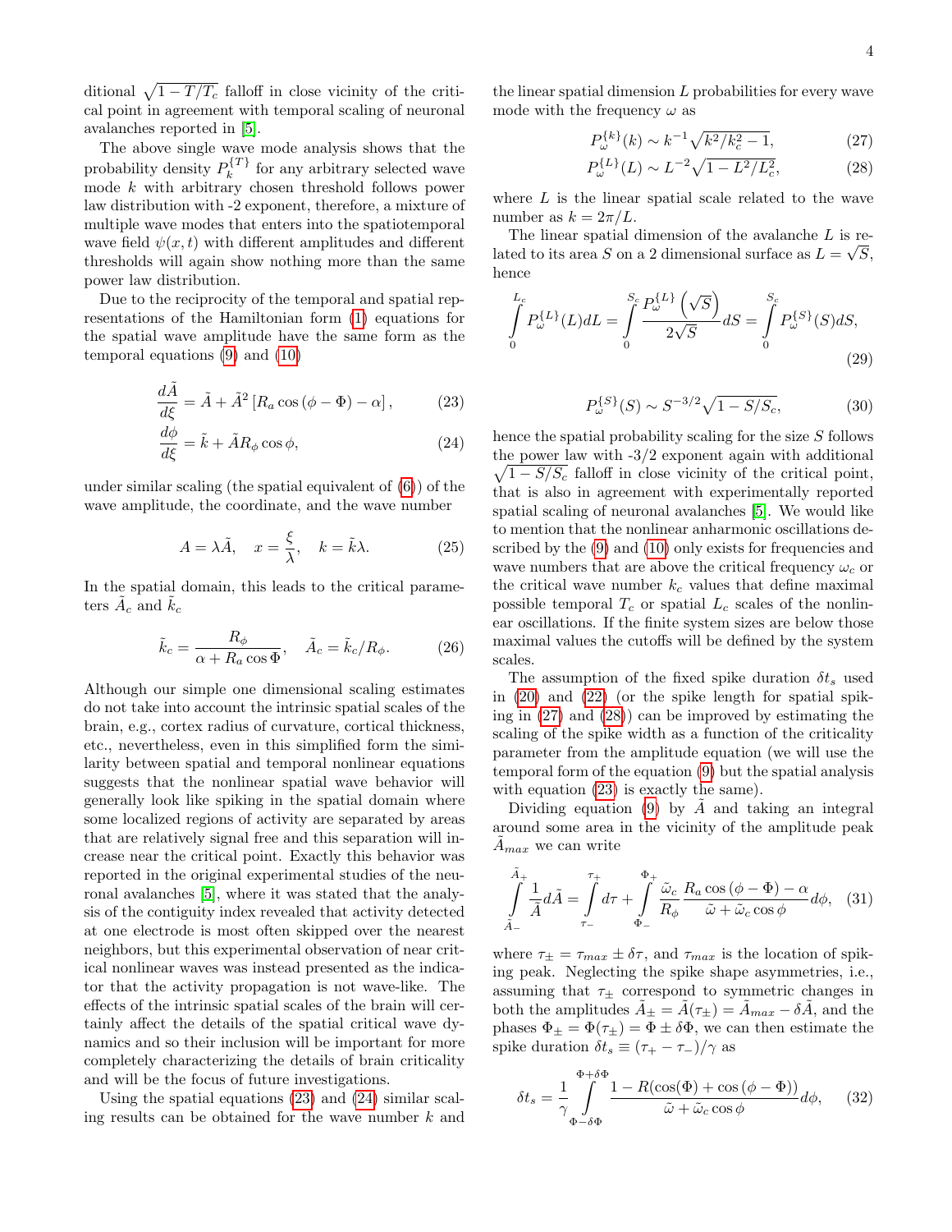ditional $\sqrt{1 - T/T_c}$ falloff in close vicinity of the critical point in agreement with temporal scaling of neuronal avalanches reported in [5].

The above single wave mode analysis shows that the probability density $P_k^{\{T\}}$ for any arbitrary selected wave mode $k$ with arbitrary chosen threshold follows power law distribution with -2 exponent, therefore, a mixture of multiple wave modes that enters into the spatiotemporal wave field $\psi(x,t)$ with different amplitudes and different thresholds will again show nothing more than the same power law distribution.

Due to the reciprocity of the temporal and spatial representations of the Hamiltonian form (1) equations for the spatial wave amplitude have the same form as the temporal equations (9) and (10)

$$\frac{d\tilde{A}}{d\xi} = \tilde{A} + \tilde{A}^2 \left[ R_a \cos\left(\phi - \Phi\right) - \alpha \right], \tag{23}$$

$$\frac{d\phi}{d\xi} = \tilde{k} + \tilde{A} R_\phi \cos\phi, \tag{24}$$

under similar scaling (the spatial equivalent of (6)) of the wave amplitude, the coordinate, and the wave number

$$A = \lambda \tilde{A}, \quad x = \frac{\xi}{\lambda}, \quad k = \tilde{k}\lambda. \tag{25}$$

In the spatial domain, this leads to the critical parameters $\tilde{A}_c$ and $\tilde{k}_c$

$$\tilde{k}_c = \frac{R_\phi}{\alpha + R_a \cos\Phi}, \quad \tilde{A}_c = \tilde{k}_c / R_\phi. \tag{26}$$

Although our simple one dimensional scaling estimates do not take into account the intrinsic spatial scales of the brain, e.g., cortex radius of curvature, cortical thickness, etc., nevertheless, even in this simplified form the similarity between spatial and temporal nonlinear equations suggests that the nonlinear spatial wave behavior will generally look like spiking in the spatial domain where some localized regions of activity are separated by areas that are relatively signal free and this separation will increase near the critical point. Exactly this behavior was reported in the original experimental studies of the neuronal avalanches [5], where it was stated that the analysis of the contiguity index revealed that activity detected at one electrode is most often skipped over the nearest neighbors, but this experimental observation of near critical nonlinear waves was instead presented as the indicator that the activity propagation is not wave-like. The effects of the intrinsic spatial scales of the brain will certainly affect the details of the spatial critical wave dynamics and so their inclusion will be important for more completely characterizing the details of brain criticality and will be the focus of future investigations.

Using the spatial equations (23) and (24) similar scaling results can be obtained for the wave number $k$ and the linear spatial dimension $L$ probabilities for every wave mode with the frequency $\omega$ as

$$P_\omega^{\{k\}}(k) \sim k^{-1} \sqrt{k^2/k_c^2 - 1}, \tag{27}$$

$$P_\omega^{\{L\}}(L) \sim L^{-2} \sqrt{1 - L^2/L_c^2}, \tag{28}$$

where $L$ is the linear spatial scale related to the wave number as $k = 2\pi/L$.

The linear spatial dimension of the avalanche $L$ is related to its area $S$ on a 2 dimensional surface as $L = \sqrt{S}$, hence

$$\int_0^{L_c} P_\omega^{\{L\}}(L) dL = \int_0^{S_c} \frac{P_\omega^{\{L\}}\left(\sqrt{S}\right)}{2\sqrt{S}} dS = \int_0^{S_c} P_\omega^{\{S\}}(S) dS, \tag{29}$$

$$P_\omega^{\{S\}}(S) \sim S^{-3/2} \sqrt{1 - S/S_c}, \tag{30}$$

hence the spatial probability scaling for the size $S$ follows the power law with -3/2 exponent again with additional $\sqrt{1 - S/S_c}$ falloff in close vicinity of the critical point, that is also in agreement with experimentally reported spatial scaling of neuronal avalanches [5]. We would like to mention that the nonlinear anharmonic oscillations described by the (9) and (10) only exists for frequencies and wave numbers that are above the critical frequency $\omega_c$ or the critical wave number $k_c$ values that define maximal possible temporal $T_c$ or spatial $L_c$ scales of the nonlinear oscillations. If the finite system sizes are below those maximal values the cutoffs will be defined by the system scales.

The assumption of the fixed spike duration $\delta t_s$ used in (20) and (22) (or the spike length for spatial spiking in (27) and (28)) can be improved by estimating the scaling of the spike width as a function of the criticality parameter from the amplitude equation (we will use the temporal form of the equation (9) but the spatial analysis with equation (23) is exactly the same).

Dividing equation (9) by $\tilde{A}$ and taking an integral around some area in the vicinity of the amplitude peak $\tilde{A}_{max}$ we can write

$$\int_{\tilde{A}_-}^{\tilde{A}_+} \frac{1}{\tilde{A}} d\tilde{A} = \int_{\tau_-}^{\tau_+} d\tau + \int_{\Phi_-}^{\Phi_+} \frac{\tilde{\omega}_c}{R_\phi} \frac{R_a \cos\left(\phi - \Phi\right) - \alpha}{\tilde{\omega} + \tilde{\omega}_c \cos\phi} d\phi, \tag{31}$$

where $\tau_\pm = \tau_{max} \pm \delta\tau$, and $\tau_{max}$ is the location of spiking peak. Neglecting the spike shape asymmetries, i.e., assuming that $\tau_\pm$ correspond to symmetric changes in both the amplitudes $\tilde{A}_\pm = \tilde{A}(\tau_\pm) = \tilde{A}_{max} - \delta\tilde{A}$, and the phases $\Phi_\pm = \Phi(\tau_\pm) = \Phi \pm \delta\Phi$, we can then estimate the spike duration $\delta t_s \equiv (\tau_+ - \tau_-)/\gamma$ as

$$\delta t_s = \frac{1}{\gamma} \int_{\Phi - \delta\Phi}^{\Phi + \delta\Phi} \frac{1 - R(\cos(\Phi) + \cos\left(\phi - \Phi\right))}{\tilde{\omega} + \tilde{\omega}_c \cos\phi} d\phi, \tag{32}$$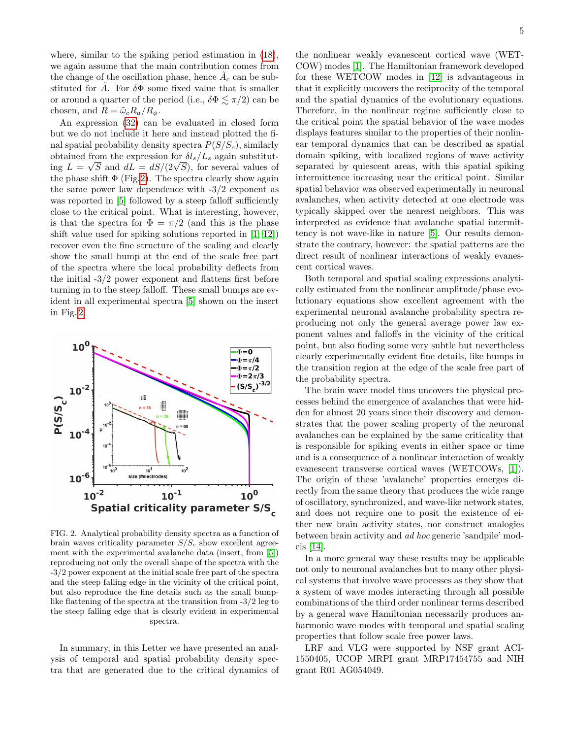where, similar to the spiking period estimation in (18), we again assume that the main contribution comes from the change of the oscillation phase, hence $\tilde{A}_c$ can be substituted for $\tilde{A}$. For $\delta\Phi$ some fixed value that is smaller or around a quarter of the period (i.e., $\delta\Phi \lesssim \pi/2$) can be chosen, and $R = \tilde{\omega}_c R_a / R_\phi$.

An expression (32) can be evaluated in closed form but we do not include it here and instead plotted the final spatial probability density spectra $P(S/S_c)$, similarly obtained from the expression for $\delta l_s / L_s$ again substituting $L = \sqrt{S}$ and $dL = dS/(2\sqrt{S})$, for several values of the phase shift $\Phi$ (Fig.2). The spectra clearly show again the same power law dependence with -3/2 exponent as was reported in [5] followed by a steep falloff sufficiently close to the critical point. What is interesting, however, is that the spectra for $\Phi = \pi/2$ (and this is the phase shift value used for spiking solutions reported in [1, 12]) recover even the fine structure of the scaling and clearly show the small bump at the end of the scale free part of the spectra where the local probability deflects from the initial -3/2 power exponent and flattens first before turning in to the steep falloff. These small bumps are evident in all experimental spectra [5] shown on the insert in Fig. 2.

FIG. 2. Analytical probability density spectra as a function of brain waves criticality parameter $S/S_c$ show excellent agreement with the experimental avalanche data (insert, from [5]) reproducing not only the overall shape of the spectra with the -3/2 power exponent at the initial scale free part of the spectra and the steep falling edge in the vicinity of the critical point, but also reproduce the fine details such as the small bump-like flattening of the spectra at the transition from -3/2 leg to the steep falling edge that is clearly evident in experimental spectra.

In summary, in this Letter we have presented an analysis of temporal and spatial probability density spectra that are generated due to the critical dynamics of the nonlinear weakly evanescent cortical wave (WETCOW) modes [1]. The Hamiltonian framework developed for these WETCOW modes in [12] is advantageous in that it explicitly uncovers the reciprocity of the temporal and the spatial dynamics of the evolutionary equations. Therefore, in the nonlinear regime sufficiently close to the critical point the spatial behavior of the wave modes displays features similar to the properties of their nonlinear temporal dynamics that can be described as spatial domain spiking, with localized regions of wave activity separated by quiescent areas, with this spatial spiking intermittence increasing near the critical point. Similar spatial behavior was observed experimentally in neuronal avalanches, when activity detected at one electrode was typically skipped over the nearest neighbors. This was interpreted as evidence that avalanche spatial intermittency is not wave-like in nature [5]. Our results demonstrate the contrary, however: the spatial patterns are the direct result of nonlinear interactions of weakly evanescent cortical waves.

Both temporal and spatial scaling expressions analytically estimated from the nonlinear amplitude/phase evolutionary equations show excellent agreement with the experimental neuronal avalanche probability spectra reproducing not only the general average power law exponent values and falloffs in the vicinity of the critical point, but also finding some very subtle but nevertheless clearly experimentally evident fine details, like bumps in the transition region at the edge of the scale free part of the probability spectra.

The brain wave model thus uncovers the physical processes behind the emergence of avalanches that were hidden for almost 20 years since their discovery and demonstrates that the power scaling property of the neuronal avalanches can be explained by the same criticality that is responsible for spiking events in either space or time and is a consequence of a nonlinear interaction of weakly evanescent transverse cortical waves (WETCOWs, [1]). The origin of these 'avalanche' properties emerges directly from the same theory that produces the wide range of oscillatory, synchronized, and wave-like network states, and does not require one to posit the existence of either new brain activity states, nor construct analogies between brain activity and *ad hoc* generic 'sandpile' models [14].

In a more general way these results may be applicable not only to neuronal avalanches but to many other physical systems that involve wave processes as they show that a system of wave modes interacting through all possible combinations of the third order nonlinear terms described by a general wave Hamiltonian necessarily produces anharmonic wave modes with temporal and spatial scaling properties that follow scale free power laws.

LRF and VLG were supported by NSF grant ACI-1550405, UCOP MRPI grant MRP17454755 and NIH grant R01 AG054049.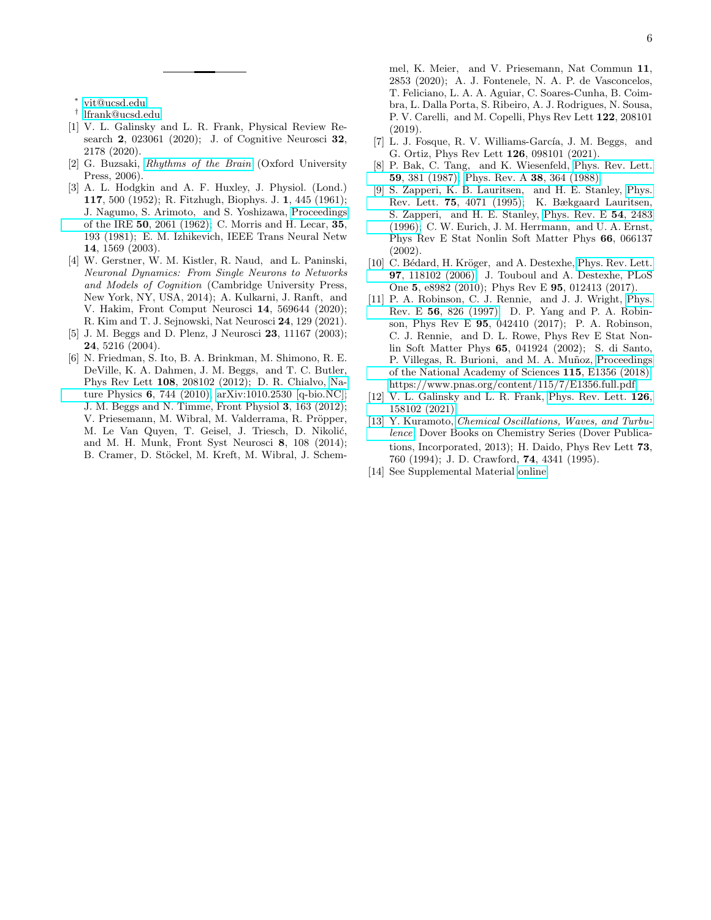\* vit@ucsd.edu

† lfrank@ucsd.edu

[1] V. L. Galinsky and L. R. Frank, Physical Review Research **2**, 023061 (2020); J. of Cognitive Neurosci **32**, 2178 (2020).

[2] G. Buzsaki, *Rhythms of the Brain* (Oxford University Press, 2006).

[3] A. L. Hodgkin and A. F. Huxley, J. Physiol. (Lond.) **117**, 500 (1952); R. Fitzhugh, Biophys. J. **1**, 445 (1961); J. Nagumo, S. Arimoto, and S. Yoshizawa, Proceedings of the IRE **50**, 2061 (1962); C. Morris and H. Lecar, **35**, 193 (1981); E. M. Izhikevich, IEEE Trans Neural Netw **14**, 1569 (2003).

[4] W. Gerstner, W. M. Kistler, R. Naud, and L. Paninski, *Neuronal Dynamics: From Single Neurons to Networks and Models of Cognition* (Cambridge University Press, New York, NY, USA, 2014); A. Kulkarni, J. Ranft, and V. Hakim, Front Comput Neurosci **14**, 569644 (2020); R. Kim and T. J. Sejnowski, Nat Neurosci **24**, 129 (2021).

[5] J. M. Beggs and D. Plenz, J Neurosci **23**, 11167 (2003); **24**, 5216 (2004).

[6] N. Friedman, S. Ito, B. A. Brinkman, M. Shimono, R. E. DeVille, K. A. Dahmen, J. M. Beggs, and T. C. Butler, Phys Rev Lett **108**, 208102 (2012); D. R. Chialvo, Nature Physics **6**, 744 (2010), arXiv:1010.2530 [q-bio.NC]; J. M. Beggs and N. Timme, Front Physiol **3**, 163 (2012); V. Priesemann, M. Wibral, M. Valderrama, R. Pröpper, M. Le Van Quyen, T. Geisel, J. Triesch, D. Nikolić, and M. H. Munk, Front Syst Neurosci **8**, 108 (2014); B. Cramer, D. Stöckel, M. Kreft, M. Wibral, J. Schemmel, K. Meier, and V. Priesemann, Nat Commun **11**, 2853 (2020); A. J. Fontenele, N. A. P. de Vasconcelos, T. Feliciano, L. A. A. Aguiar, C. Soares-Cunha, B. Coimbra, L. Dalla Porta, S. Ribeiro, A. J. Rodrigues, N. Sousa, P. V. Carelli, and M. Copelli, Phys Rev Lett **122**, 208101 (2019).

[7] L. J. Fosque, R. V. Williams-García, J. M. Beggs, and G. Ortiz, Phys Rev Lett **126**, 098101 (2021).

[8] P. Bak, C. Tang, and K. Wiesenfeld, Phys. Rev. Lett. **59**, 381 (1987); Phys. Rev. A **38**, 364 (1988).

[9] S. Zapperi, K. B. Lauritsen, and H. E. Stanley, Phys. Rev. Lett. **75**, 4071 (1995); K. Bækgaard Lauritsen, S. Zapperi, and H. E. Stanley, Phys. Rev. E **54**, 2483 (1996); C. W. Eurich, J. M. Herrmann, and U. A. Ernst, Phys Rev E Stat Nonlin Soft Matter Phys **66**, 066137 (2002).

[10] C. Bédard, H. Kröger, and A. Destexhe, Phys. Rev. Lett. **97**, 118102 (2006); J. Touboul and A. Destexhe, PLoS One **5**, e8982 (2010); Phys Rev E **95**, 012413 (2017).

[11] P. A. Robinson, C. J. Rennie, and J. J. Wright, Phys. Rev. E **56**, 826 (1997); D. P. Yang and P. A. Robinson, Phys Rev E **95**, 042410 (2017); P. A. Robinson, C. J. Rennie, and D. L. Rowe, Phys Rev E Stat Nonlin Soft Matter Phys **65**, 041924 (2002); S. di Santo, P. Villegas, R. Burioni, and M. A. Muñoz, Proceedings of the National Academy of Sciences **115**, E1356 (2018), https://www.pnas.org/content/115/7/E1356.full.pdf.

[12] V. L. Galinsky and L. R. Frank, Phys. Rev. Lett. **126**, 158102 (2021).

[13] Y. Kuramoto, *Chemical Oscillations, Waves, and Turbulence*, Dover Books on Chemistry Series (Dover Publications, Incorporated, 2013); H. Daido, Phys Rev Lett **73**, 760 (1994); J. D. Crawford, **74**, 4341 (1995).

[14] See Supplemental Material online.